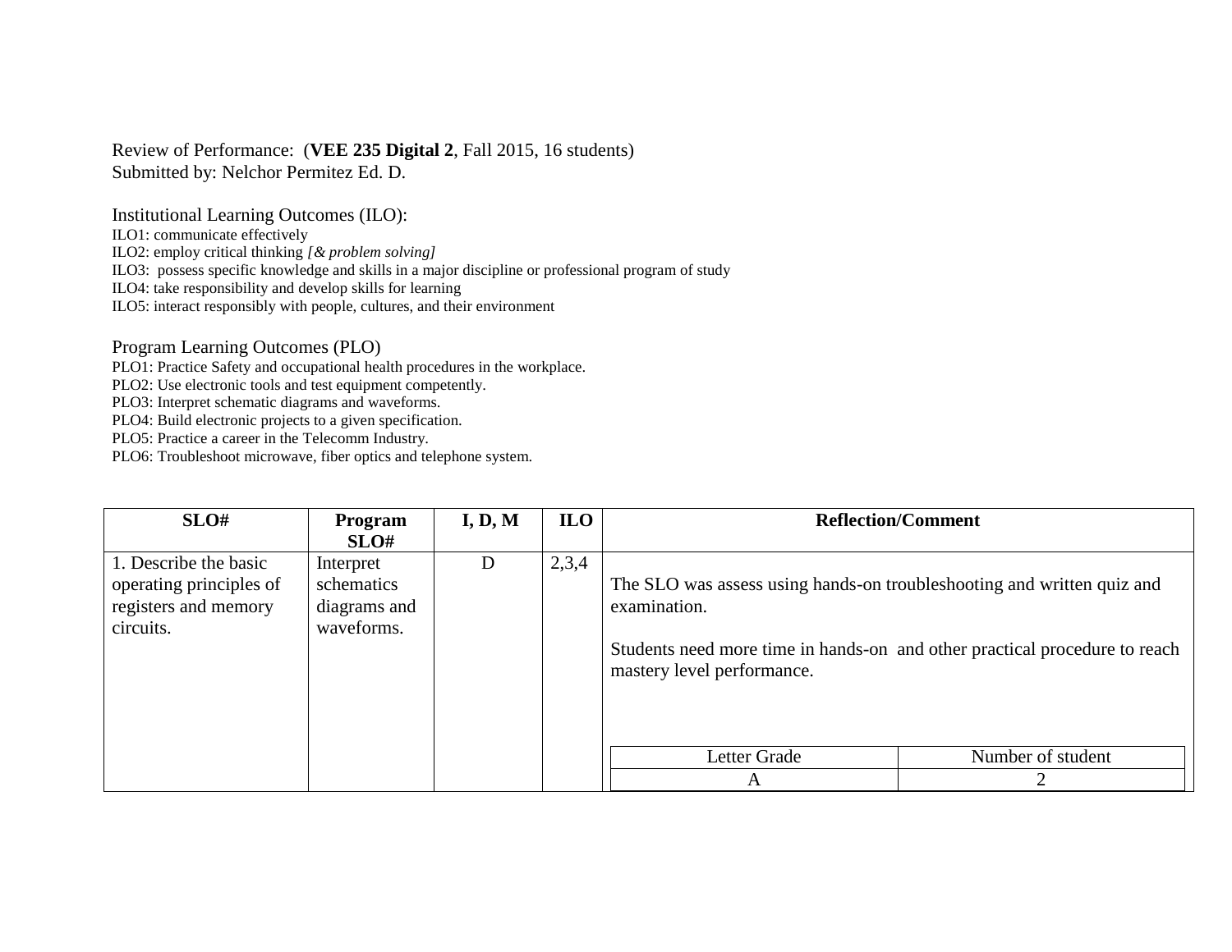Review of Performance: (**VEE 235 Digital 2**, Fall 2015, 16 students)
Submitted by: Nelchor Permitez Ed. D.

Institutional Learning Outcomes (ILO):

ILO1: communicate effectively
ILO2: employ critical thinking *[& problem solving]*
ILO3: possess specific knowledge and skills in a major discipline or professional program of study
ILO4: take responsibility and develop skills for learning
ILO5: interact responsibly with people, cultures, and their environment

Program Learning Outcomes (PLO)

PLO1: Practice Safety and occupational health procedures in the workplace.
PLO2: Use electronic tools and test equipment competently.
PLO3: Interpret schematic diagrams and waveforms.
PLO4: Build electronic projects to a given specification.
PLO5: Practice a career in the Telecomm Industry.
PLO6: Troubleshoot microwave, fiber optics and telephone system.

| SLO# | Program SLO# | I, D, M | ILO | Reflection/Comment |
|---|---|---|---|---|
| 1. Describe the basic operating principles of registers and memory circuits. | Interpret schematics diagrams and waveforms. | D | 2,3,4 | The SLO was assess using hands-on troubleshooting and written quiz and examination.<br><br>Students need more time in hands-on and other practical procedure to reach mastery level performance. |

| Letter Grade | Number of student |
|---|---|
| A | 2 |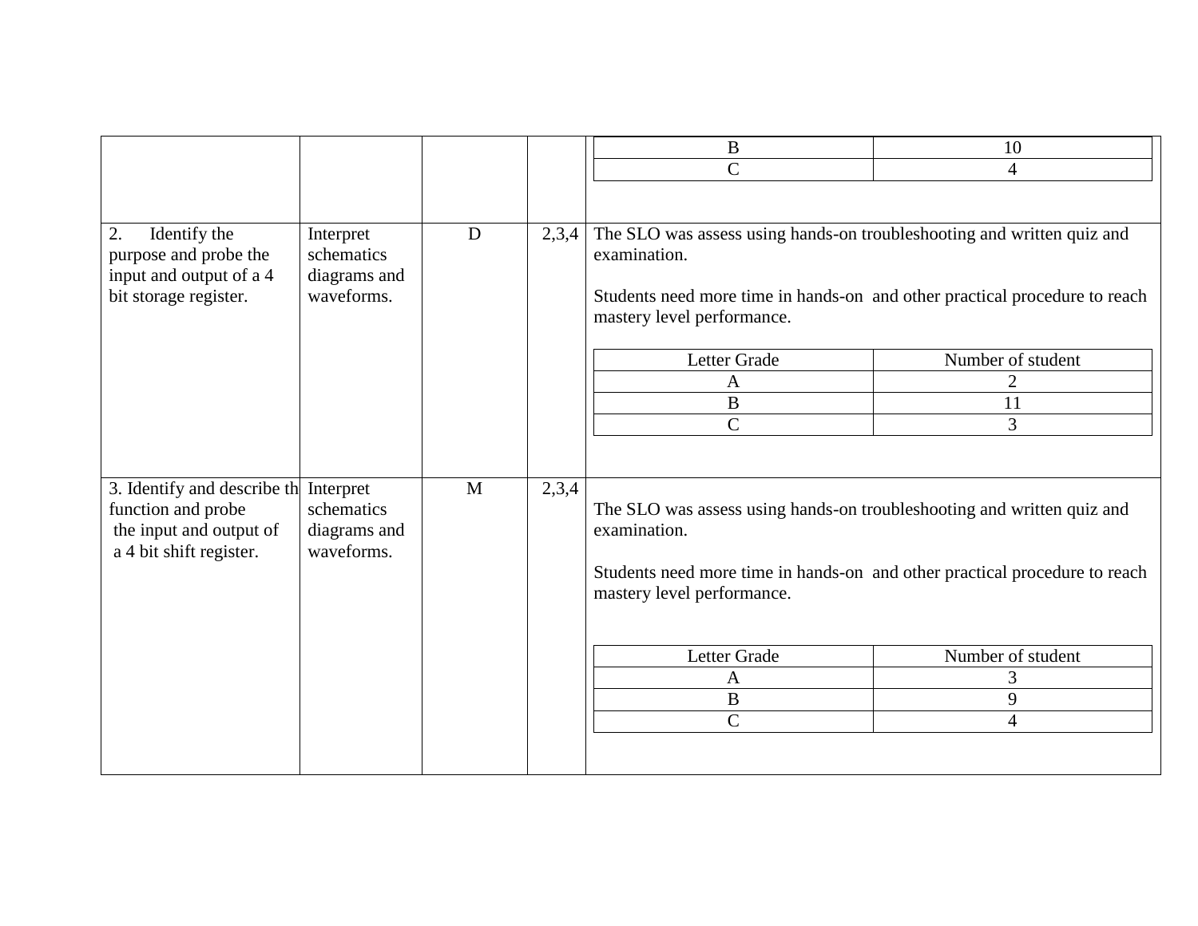| | | | | |
|---|---|---|---|---|
| | | | | <table><tr><td>B</td><td>10</td></tr><tr><td>C</td><td>4</td></tr></table> |
| 2. Identify the purpose and probe the input and output of a 4 bit storage register. | Interpret schematics diagrams and waveforms. | D | 2,3,4 | The SLO was assess using hands-on troubleshooting and written quiz and examination.<br><br>Students need more time in hands-on and other practical procedure to reach mastery level performance.<br><br><table><tr><th>Letter Grade</th><th>Number of student</th></tr><tr><td>A</td><td>2</td></tr><tr><td>B</td><td>11</td></tr><tr><td>C</td><td>3</td></tr></table> |
| 3. Identify and describe th function and probe the input and output of a 4 bit shift register. | Interpret schematics diagrams and waveforms. | M | 2,3,4 | The SLO was assess using hands-on troubleshooting and written quiz and examination.<br><br>Students need more time in hands-on and other practical procedure to reach mastery level performance.<br><br><table><tr><th>Letter Grade</th><th>Number of student</th></tr><tr><td>A</td><td>3</td></tr><tr><td>B</td><td>9</td></tr><tr><td>C</td><td>4</td></tr></table> |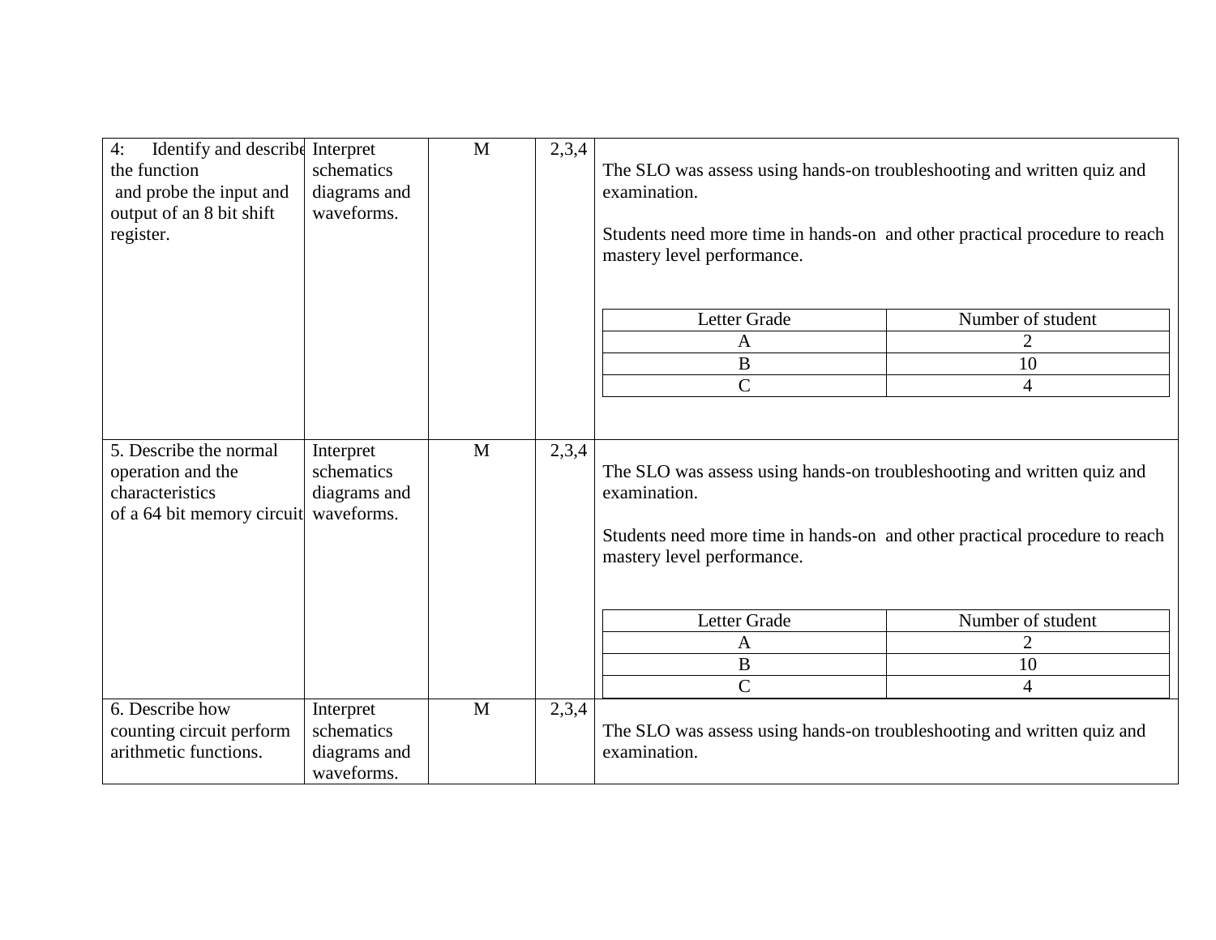| 4: Identify and describe the function and probe the input and output of an 8 bit shift register. | Interpret schematics diagrams and waveforms. | M | 2,3,4 | The SLO was assess using hands-on troubleshooting and written quiz and examination.<br><br>Students need more time in hands-on and other practical procedure to reach mastery level performance.<br><br>Letter Grade / Number of student:<br>A: 2<br>B: 10<br>C: 4 |
|---|---|---|---|---|
| 5. Describe the normal operation and the characteristics of a 64 bit memory circuit | Interpret schematics diagrams and waveforms. | M | 2,3,4 | The SLO was assess using hands-on troubleshooting and written quiz and examination.<br><br>Students need more time in hands-on and other practical procedure to reach mastery level performance.<br><br>Letter Grade / Number of student:<br>A: 2<br>B: 10<br>C: 4 |
| 6. Describe how counting circuit perform arithmetic functions. | Interpret schematics diagrams and waveforms. | M | 2,3,4 | The SLO was assess using hands-on troubleshooting and written quiz and examination. |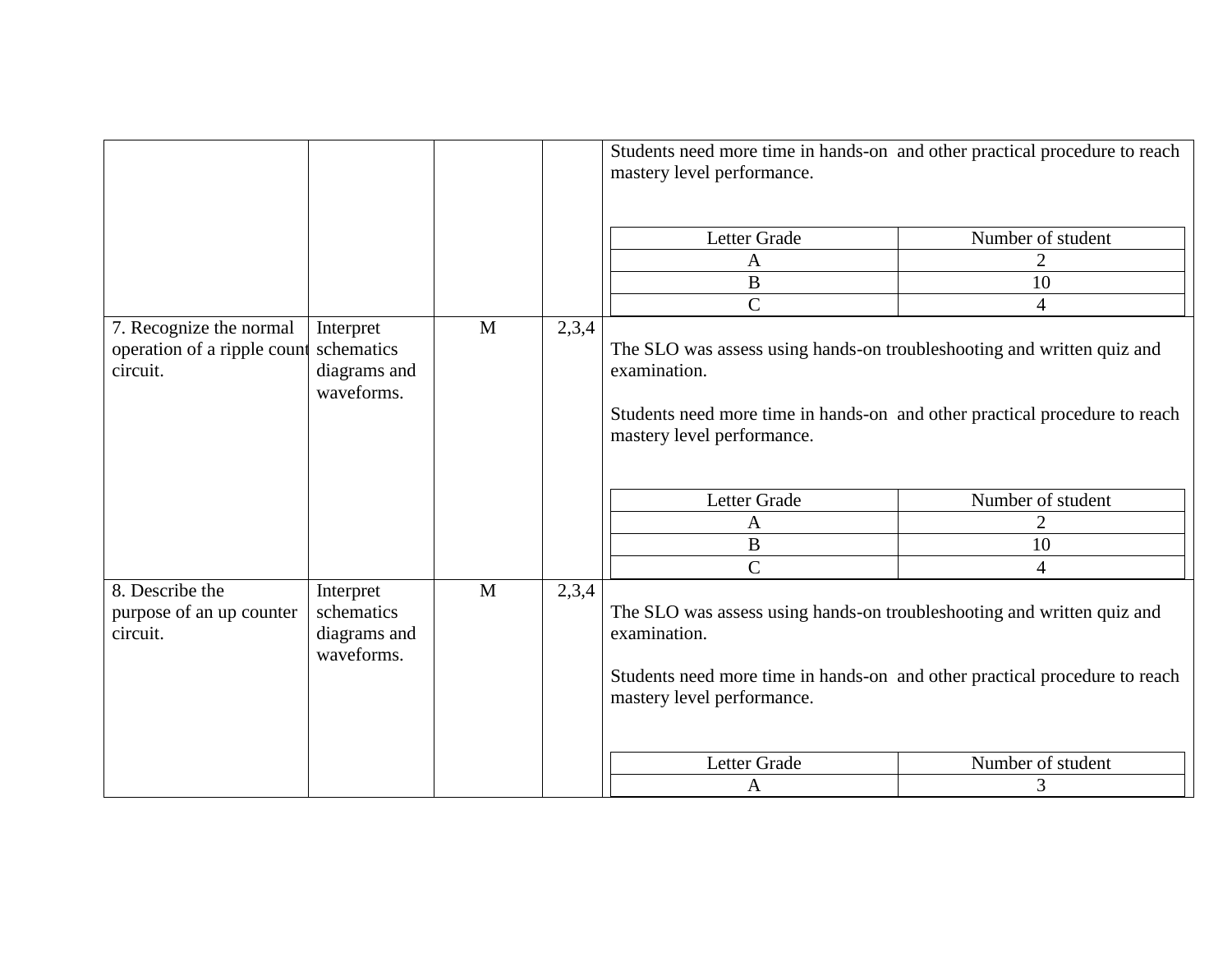| | | | | |
|---|---|---|---|---|
| | | | | Students need more time in hands-on and other practical procedure to reach mastery level performance.<br><br>Letter Grade / Number of student<br>A / 2<br>B / 10<br>C / 4 |
| 7. Recognize the normal operation of a ripple count circuit. | Interpret schematics diagrams and waveforms. | M | 2,3,4 | The SLO was assess using hands-on troubleshooting and written quiz and examination.<br><br>Students need more time in hands-on and other practical procedure to reach mastery level performance.<br><br>Letter Grade / Number of student<br>A / 2<br>B / 10<br>C / 4 |
| 8. Describe the purpose of an up counter circuit. | Interpret schematics diagrams and waveforms. | M | 2,3,4 | The SLO was assess using hands-on troubleshooting and written quiz and examination.<br><br>Students need more time in hands-on and other practical procedure to reach mastery level performance.<br><br>Letter Grade / Number of student<br>A / 3 |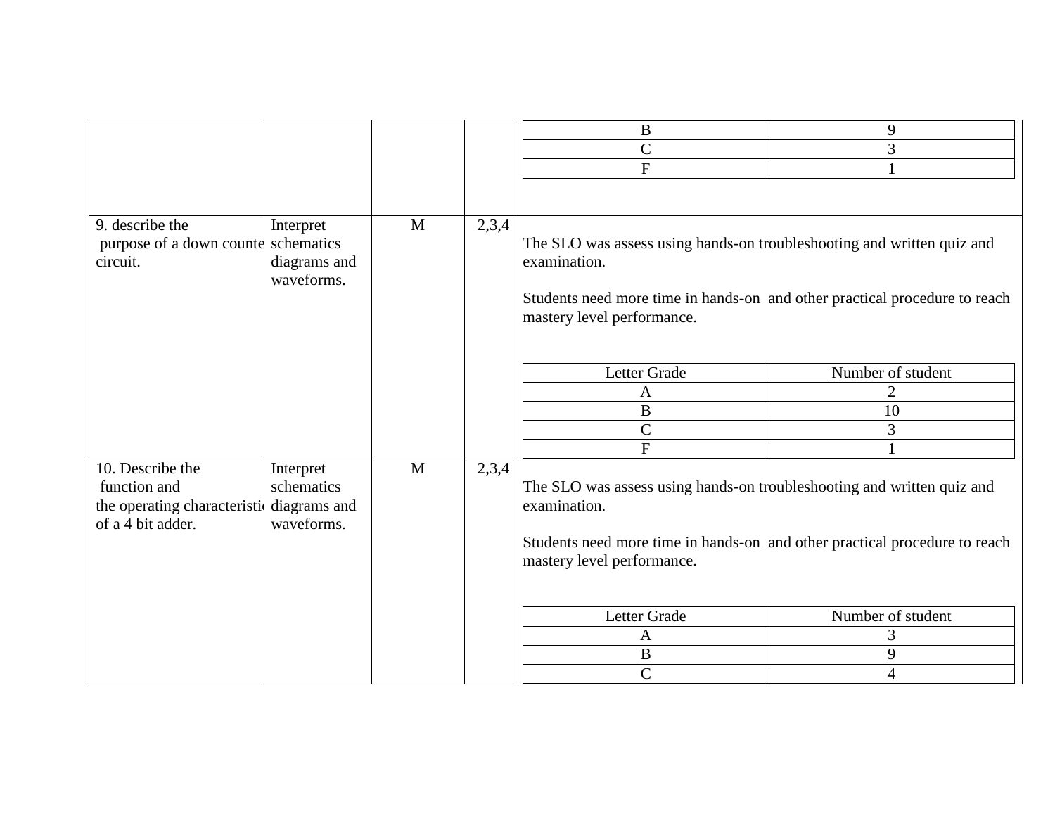| | | | | |
|---|---|---|---|---|
| | | | | B: 9<br>C: 3<br>F: 1 |
| 9. describe the purpose of a down counter circuit. | Interpret schematics diagrams and waveforms. | M | 2,3,4 | The SLO was assess using hands-on troubleshooting and written quiz and examination.<br><br>Students need more time in hands-on and other practical procedure to reach mastery level performance.<br><br>Letter Grade / Number of student<br>A: 2<br>B: 10<br>C: 3<br>F: 1 |
| 10. Describe the function and the operating characteristic of a 4 bit adder. | Interpret schematics diagrams and waveforms. | M | 2,3,4 | The SLO was assess using hands-on troubleshooting and written quiz and examination.<br><br>Students need more time in hands-on and other practical procedure to reach mastery level performance.<br><br>Letter Grade / Number of student<br>A: 3<br>B: 9<br>C: 4 |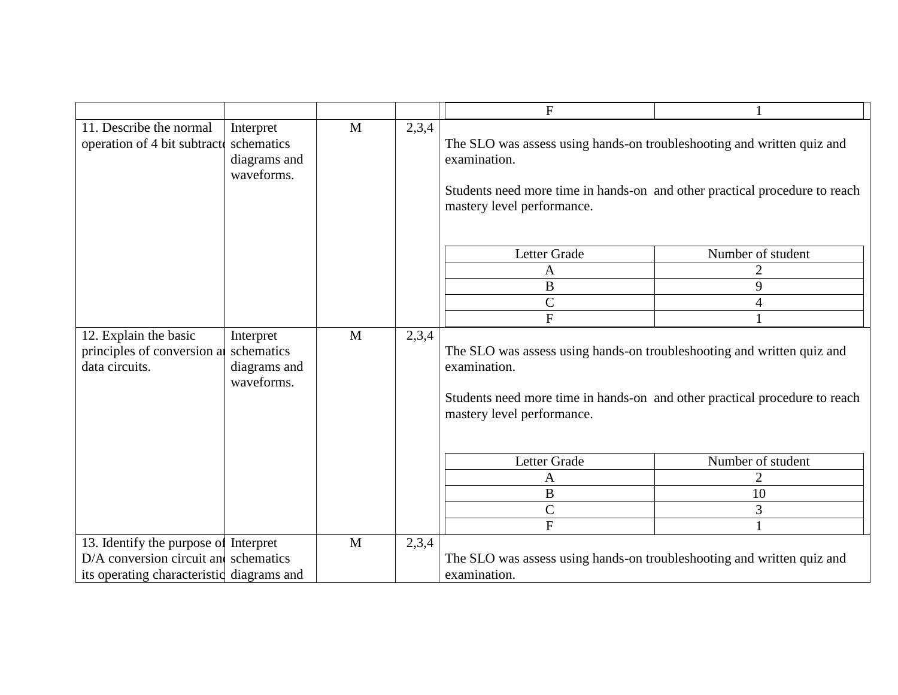| | | | | |
|---|---|---|---|---|
| | | | | F: 1 |
| 11. Describe the normal operation of 4 bit subtracto | Interpret schematics diagrams and waveforms. | M | 2,3,4 | The SLO was assess using hands-on troubleshooting and written quiz and examination.<br><br>Students need more time in hands-on and other practical procedure to reach mastery level performance.<br><br>Letter Grade / Number of student: A = 2; B = 9; C = 4; F = 1 |
| 12. Explain the basic principles of conversion a data circuits. | Interpret schematics diagrams and waveforms. | M | 2,3,4 | The SLO was assess using hands-on troubleshooting and written quiz and examination.<br><br>Students need more time in hands-on and other practical procedure to reach mastery level performance.<br><br>Letter Grade / Number of student: A = 2; B = 10; C = 3; F = 1 |
| 13. Identify the purpose of D/A conversion circuit and its operating characteristic | Interpret schematics diagrams and | M | 2,3,4 | The SLO was assess using hands-on troubleshooting and written quiz and examination. |

| Letter Grade | Number of student |
|---|---|
| A | 2 |
| B | 9 |
| C | 4 |
| F | 1 |

| Letter Grade | Number of student |
|---|---|
| A | 2 |
| B | 10 |
| C | 3 |
| F | 1 |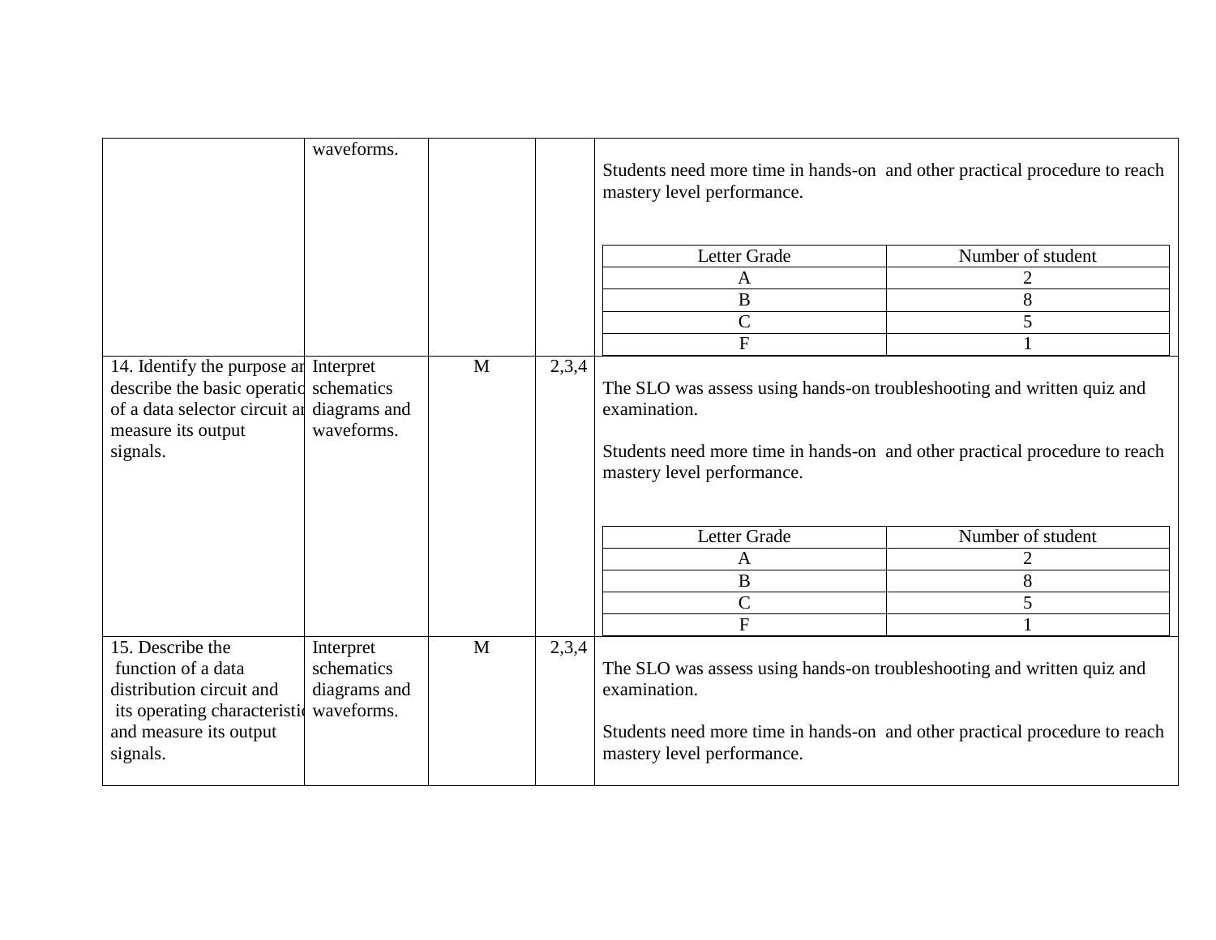|  | waveforms. |  |  | Students need more time in hands-on and other practical procedure to reach mastery level performance.<br><br>Letter Grade / Number of student<br>A: 2<br>B: 8<br>C: 5<br>F: 1 |
|---|---|---|---|---|
| 14. Identify the purpose and describe the basic operation of a data selector circuit and measure its output signals. | Interpret schematics diagrams and waveforms. | M | 2,3,4 | The SLO was assess using hands-on troubleshooting and written quiz and examination.<br><br>Students need more time in hands-on and other practical procedure to reach mastery level performance.<br><br>Letter Grade / Number of student<br>A: 2<br>B: 8<br>C: 5<br>F: 1 |
| 15. Describe the function of a data distribution circuit and its operating characteristic and measure its output signals. | Interpret schematics diagrams and waveforms. | M | 2,3,4 | The SLO was assess using hands-on troubleshooting and written quiz and examination.<br><br>Students need more time in hands-on and other practical procedure to reach mastery level performance. |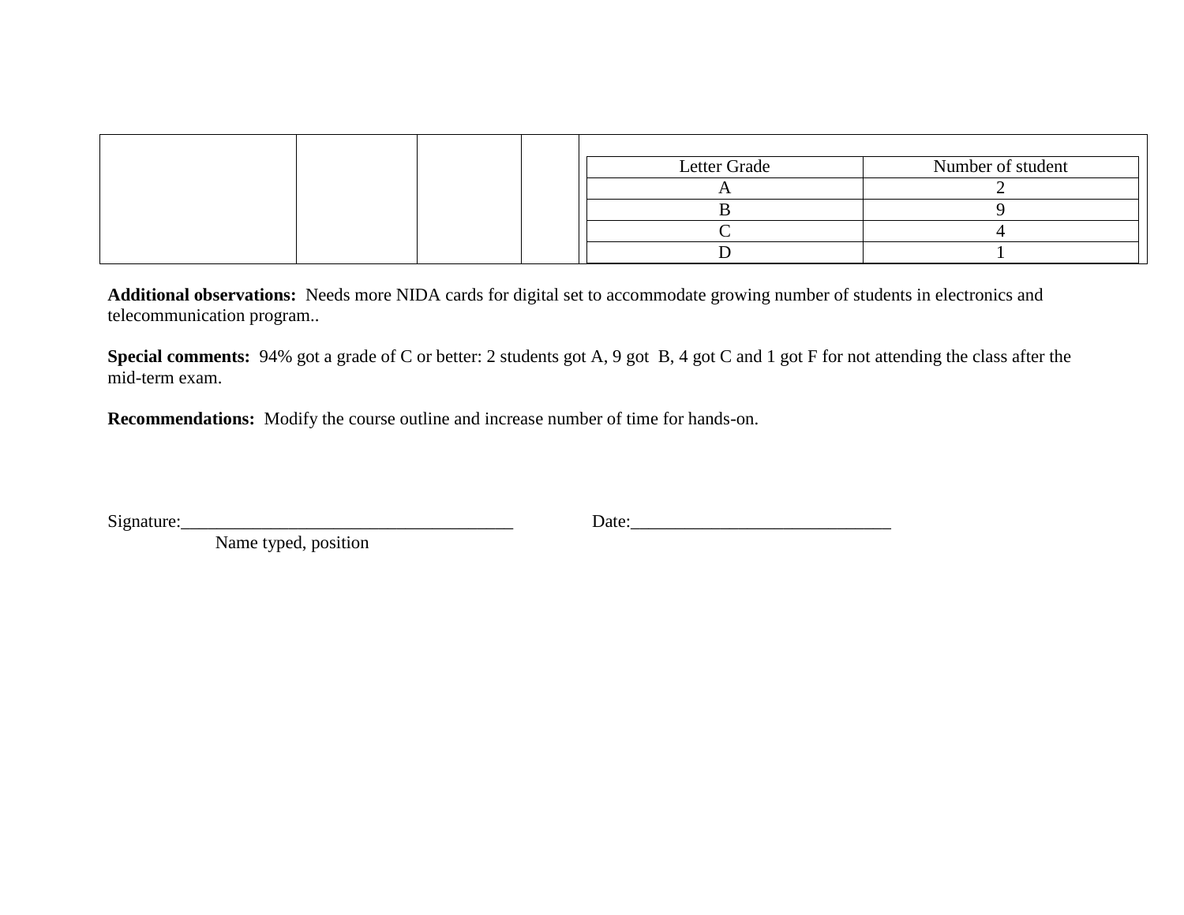| | | | | |
|---|---|---|---|---|
| | | | | |

| Letter Grade | Number of student |
|---|---|
| A | 2 |
| B | 9 |
| C | 4 |
| D | 1 |

**Additional observations:** Needs more NIDA cards for digital set to accommodate growing number of students in electronics and telecommunication program..

**Special comments:** 94% got a grade of C or better: 2 students got A, 9 got B, 4 got C and 1 got F for not attending the class after the mid-term exam.

**Recommendations:** Modify the course outline and increase number of time for hands-on.

Signature:\_\_\_\_\_\_\_\_\_\_\_\_\_\_\_\_\_\_\_\_\_\_\_\_\_\_\_\_\_\_\_\_\_\_\_\_\_ Date:\_\_\_\_\_\_\_\_\_\_\_\_\_\_\_\_\_\_\_\_\_\_\_\_\_\_\_\_\_\_

Name typed, position